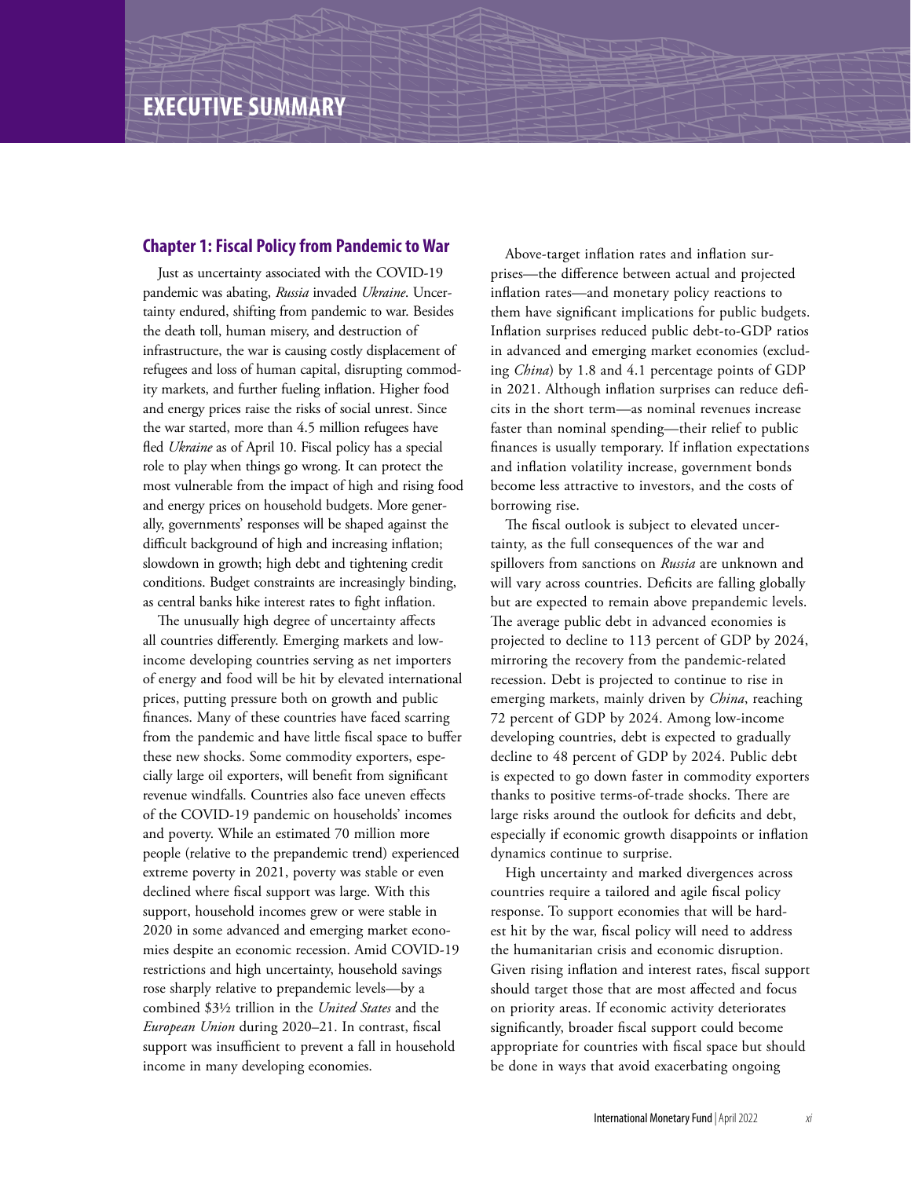# EXECUTIVE SUMMARY

## Chapter 1: Fiscal Policy from Pandemic to War

Just as uncertainty associated with the COVID-19 pandemic was abating, *Russia* invaded *Ukraine*. Uncertainty endured, shifting from pandemic to war. Besides the death toll, human misery, and destruction of infrastructure, the war is causing costly displacement of refugees and loss of human capital, disrupting commodity markets, and further fueling inflation. Higher food and energy prices raise the risks of social unrest. Since the war started, more than 4.5 million refugees have fled *Ukraine* as of April 10. Fiscal policy has a special role to play when things go wrong. It can protect the most vulnerable from the impact of high and rising food and energy prices on household budgets. More generally, governments' responses will be shaped against the difficult background of high and increasing inflation; slowdown in growth; high debt and tightening credit conditions. Budget constraints are increasingly binding, as central banks hike interest rates to fight inflation.

The unusually high degree of uncertainty affects all countries differently. Emerging markets and low-income developing countries serving as net importers of energy and food will be hit by elevated international prices, putting pressure both on growth and public finances. Many of these countries have faced scarring from the pandemic and have little fiscal space to buffer these new shocks. Some commodity exporters, especially large oil exporters, will benefit from significant revenue windfalls. Countries also face uneven effects of the COVID-19 pandemic on households' incomes and poverty. While an estimated 70 million more people (relative to the prepandemic trend) experienced extreme poverty in 2021, poverty was stable or even declined where fiscal support was large. With this support, household incomes grew or were stable in 2020 in some advanced and emerging market economies despite an economic recession. Amid COVID-19 restrictions and high uncertainty, household savings rose sharply relative to prepandemic levels—by a combined $3½ trillion in the *United States* and the *European Union* during 2020–21. In contrast, fiscal support was insufficient to prevent a fall in household income in many developing economies.

Above-target inflation rates and inflation surprises—the difference between actual and projected inflation rates—and monetary policy reactions to them have significant implications for public budgets. Inflation surprises reduced public debt-to-GDP ratios in advanced and emerging market economies (excluding *China*) by 1.8 and 4.1 percentage points of GDP in 2021. Although inflation surprises can reduce deficits in the short term—as nominal revenues increase faster than nominal spending—their relief to public finances is usually temporary. If inflation expectations and inflation volatility increase, government bonds become less attractive to investors, and the costs of borrowing rise.

The fiscal outlook is subject to elevated uncertainty, as the full consequences of the war and spillovers from sanctions on *Russia* are unknown and will vary across countries. Deficits are falling globally but are expected to remain above prepandemic levels. The average public debt in advanced economies is projected to decline to 113 percent of GDP by 2024, mirroring the recovery from the pandemic-related recession. Debt is projected to continue to rise in emerging markets, mainly driven by *China*, reaching 72 percent of GDP by 2024. Among low-income developing countries, debt is expected to gradually decline to 48 percent of GDP by 2024. Public debt is expected to go down faster in commodity exporters thanks to positive terms-of-trade shocks. There are large risks around the outlook for deficits and debt, especially if economic growth disappoints or inflation dynamics continue to surprise.

High uncertainty and marked divergences across countries require a tailored and agile fiscal policy response. To support economies that will be hardest hit by the war, fiscal policy will need to address the humanitarian crisis and economic disruption. Given rising inflation and interest rates, fiscal support should target those that are most affected and focus on priority areas. If economic activity deteriorates significantly, broader fiscal support could become appropriate for countries with fiscal space but should be done in ways that avoid exacerbating ongoing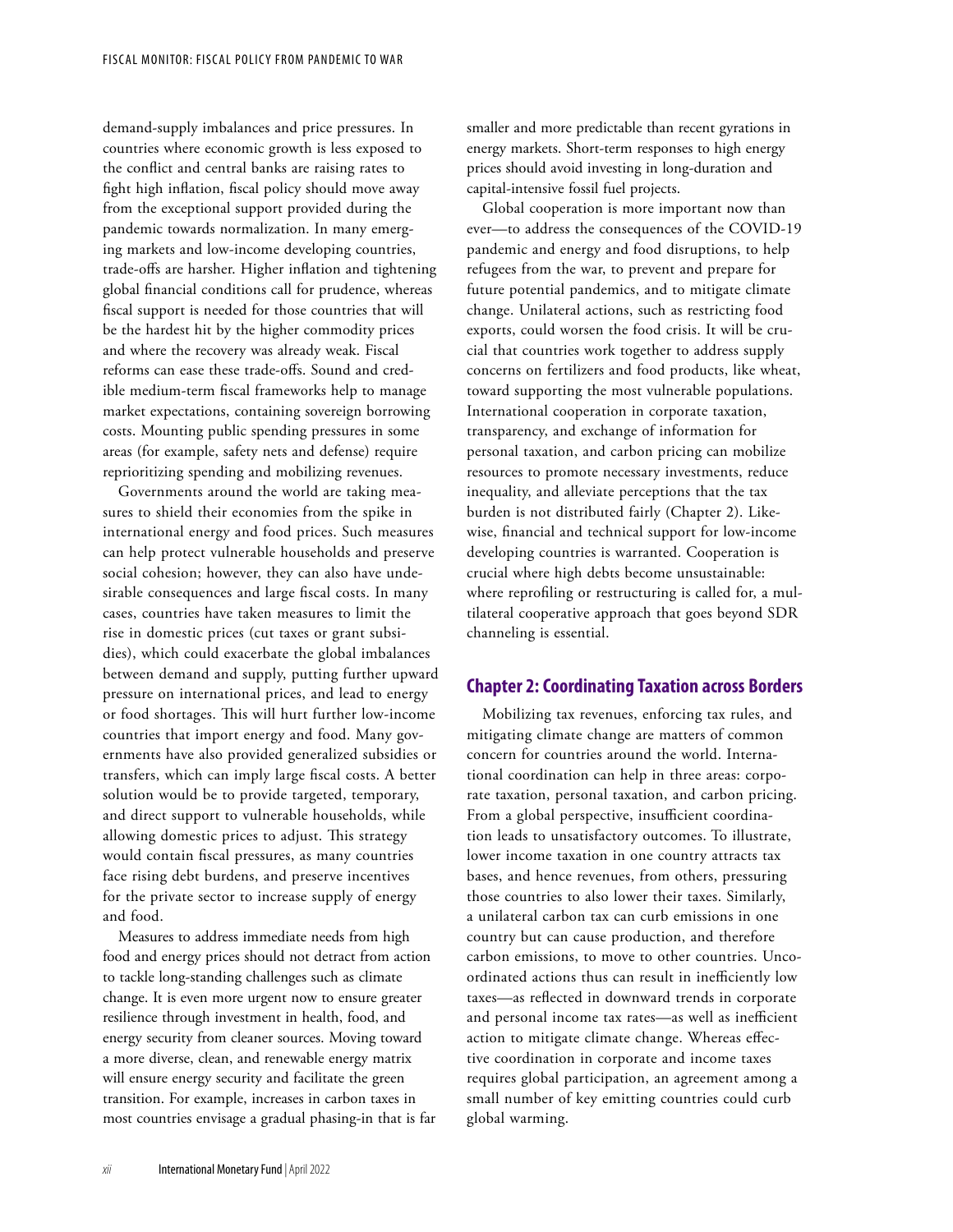demand-supply imbalances and price pressures. In countries where economic growth is less exposed to the conflict and central banks are raising rates to fight high inflation, fiscal policy should move away from the exceptional support provided during the pandemic towards normalization. In many emerging markets and low-income developing countries, trade-offs are harsher. Higher inflation and tightening global financial conditions call for prudence, whereas fiscal support is needed for those countries that will be the hardest hit by the higher commodity prices and where the recovery was already weak. Fiscal reforms can ease these trade-offs. Sound and credible medium-term fiscal frameworks help to manage market expectations, containing sovereign borrowing costs. Mounting public spending pressures in some areas (for example, safety nets and defense) require reprioritizing spending and mobilizing revenues.

Governments around the world are taking measures to shield their economies from the spike in international energy and food prices. Such measures can help protect vulnerable households and preserve social cohesion; however, they can also have undesirable consequences and large fiscal costs. In many cases, countries have taken measures to limit the rise in domestic prices (cut taxes or grant subsidies), which could exacerbate the global imbalances between demand and supply, putting further upward pressure on international prices, and lead to energy or food shortages. This will hurt further low-income countries that import energy and food. Many governments have also provided generalized subsidies or transfers, which can imply large fiscal costs. A better solution would be to provide targeted, temporary, and direct support to vulnerable households, while allowing domestic prices to adjust. This strategy would contain fiscal pressures, as many countries face rising debt burdens, and preserve incentives for the private sector to increase supply of energy and food.

Measures to address immediate needs from high food and energy prices should not detract from action to tackle long-standing challenges such as climate change. It is even more urgent now to ensure greater resilience through investment in health, food, and energy security from cleaner sources. Moving toward a more diverse, clean, and renewable energy matrix will ensure energy security and facilitate the green transition. For example, increases in carbon taxes in most countries envisage a gradual phasing-in that is far smaller and more predictable than recent gyrations in energy markets. Short-term responses to high energy prices should avoid investing in long-duration and capital-intensive fossil fuel projects.

Global cooperation is more important now than ever—to address the consequences of the COVID-19 pandemic and energy and food disruptions, to help refugees from the war, to prevent and prepare for future potential pandemics, and to mitigate climate change. Unilateral actions, such as restricting food exports, could worsen the food crisis. It will be crucial that countries work together to address supply concerns on fertilizers and food products, like wheat, toward supporting the most vulnerable populations. International cooperation in corporate taxation, transparency, and exchange of information for personal taxation, and carbon pricing can mobilize resources to promote necessary investments, reduce inequality, and alleviate perceptions that the tax burden is not distributed fairly (Chapter 2). Likewise, financial and technical support for low-income developing countries is warranted. Cooperation is crucial where high debts become unsustainable: where reprofiling or restructuring is called for, a multilateral cooperative approach that goes beyond SDR channeling is essential.

## Chapter 2: Coordinating Taxation across Borders

Mobilizing tax revenues, enforcing tax rules, and mitigating climate change are matters of common concern for countries around the world. International coordination can help in three areas: corporate taxation, personal taxation, and carbon pricing. From a global perspective, insufficient coordination leads to unsatisfactory outcomes. To illustrate, lower income taxation in one country attracts tax bases, and hence revenues, from others, pressuring those countries to also lower their taxes. Similarly, a unilateral carbon tax can curb emissions in one country but can cause production, and therefore carbon emissions, to move to other countries. Uncoordinated actions thus can result in inefficiently low taxes—as reflected in downward trends in corporate and personal income tax rates—as well as inefficient action to mitigate climate change. Whereas effective coordination in corporate and income taxes requires global participation, an agreement among a small number of key emitting countries could curb global warming.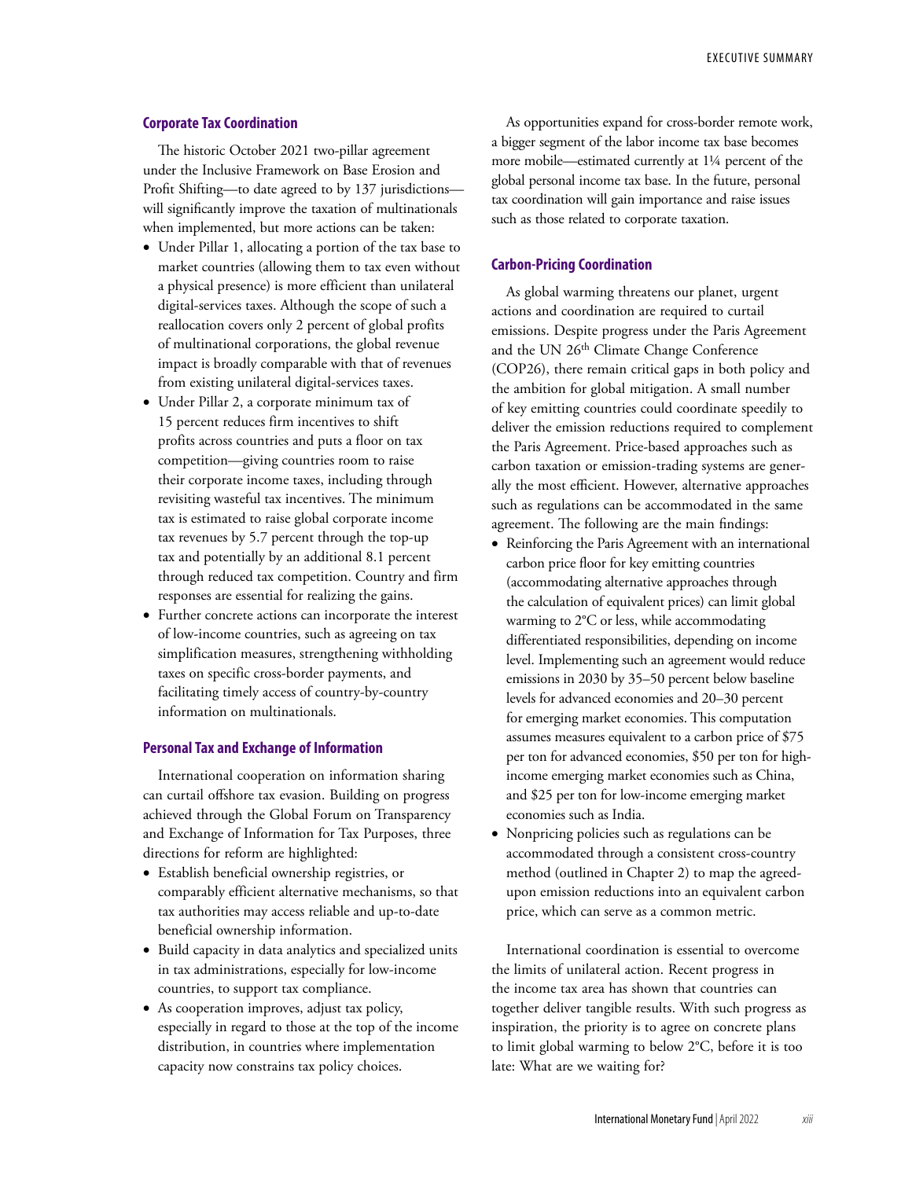### Corporate Tax Coordination

The historic October 2021 two-pillar agreement under the Inclusive Framework on Base Erosion and Profit Shifting—to date agreed to by 137 jurisdictions—will significantly improve the taxation of multinationals when implemented, but more actions can be taken:

- Under Pillar 1, allocating a portion of the tax base to market countries (allowing them to tax even without a physical presence) is more efficient than unilateral digital-services taxes. Although the scope of such a reallocation covers only 2 percent of global profits of multinational corporations, the global revenue impact is broadly comparable with that of revenues from existing unilateral digital-services taxes.
- Under Pillar 2, a corporate minimum tax of 15 percent reduces firm incentives to shift profits across countries and puts a floor on tax competition—giving countries room to raise their corporate income taxes, including through revisiting wasteful tax incentives. The minimum tax is estimated to raise global corporate income tax revenues by 5.7 percent through the top-up tax and potentially by an additional 8.1 percent through reduced tax competition. Country and firm responses are essential for realizing the gains.
- Further concrete actions can incorporate the interest of low-income countries, such as agreeing on tax simplification measures, strengthening withholding taxes on specific cross-border payments, and facilitating timely access of country-by-country information on multinationals.

### Personal Tax and Exchange of Information

International cooperation on information sharing can curtail offshore tax evasion. Building on progress achieved through the Global Forum on Transparency and Exchange of Information for Tax Purposes, three directions for reform are highlighted:

- Establish beneficial ownership registries, or comparably efficient alternative mechanisms, so that tax authorities may access reliable and up-to-date beneficial ownership information.
- Build capacity in data analytics and specialized units in tax administrations, especially for low-income countries, to support tax compliance.
- As cooperation improves, adjust tax policy, especially in regard to those at the top of the income distribution, in countries where implementation capacity now constrains tax policy choices.

As opportunities expand for cross-border remote work, a bigger segment of the labor income tax base becomes more mobile—estimated currently at 1¼ percent of the global personal income tax base. In the future, personal tax coordination will gain importance and raise issues such as those related to corporate taxation.

### Carbon-Pricing Coordination

As global warming threatens our planet, urgent actions and coordination are required to curtail emissions. Despite progress under the Paris Agreement and the UN 26th Climate Change Conference (COP26), there remain critical gaps in both policy and the ambition for global mitigation. A small number of key emitting countries could coordinate speedily to deliver the emission reductions required to complement the Paris Agreement. Price-based approaches such as carbon taxation or emission-trading systems are generally the most efficient. However, alternative approaches such as regulations can be accommodated in the same agreement. The following are the main findings:

- Reinforcing the Paris Agreement with an international carbon price floor for key emitting countries (accommodating alternative approaches through the calculation of equivalent prices) can limit global warming to 2°C or less, while accommodating differentiated responsibilities, depending on income level. Implementing such an agreement would reduce emissions in 2030 by 35–50 percent below baseline levels for advanced economies and 20–30 percent for emerging market economies. This computation assumes measures equivalent to a carbon price of $75 per ton for advanced economies, $50 per ton for high-income emerging market economies such as China, and $25 per ton for low-income emerging market economies such as India.
- Nonpricing policies such as regulations can be accommodated through a consistent cross-country method (outlined in Chapter 2) to map the agreed-upon emission reductions into an equivalent carbon price, which can serve as a common metric.

International coordination is essential to overcome the limits of unilateral action. Recent progress in the income tax area has shown that countries can together deliver tangible results. With such progress as inspiration, the priority is to agree on concrete plans to limit global warming to below 2°C, before it is too late: What are we waiting for?